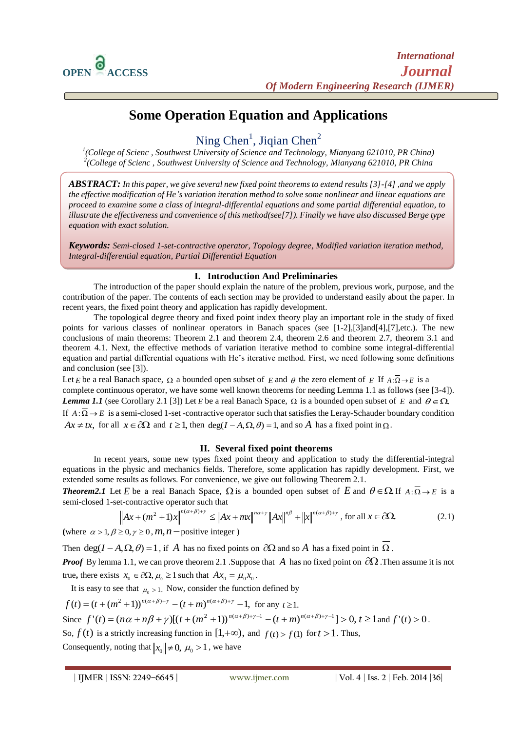# Some Operation Equation and Applications

Ning Chen[1], Jiqian Chen[2]

[1](College of Scienc , Southwest University of Science and Technology, Mianyang 621010, PR China)
[2](College of Scienc , Southwest University of Science and Technology, Mianyang 621010, PR China

***ABSTRACT:*** *In this paper, we give several new fixed point theorems to extend results [3]-[4] ,and we apply the effective modification of He's variation iteration method to solve some nonlinear and linear equations are proceed to examine some a class of integral-differential equations and some partial differential equation, to illustrate the effectiveness and convenience of this method(see[7]). Finally we have also discussed Berge type equation with exact solution.*

***Keywords:*** *Semi-closed 1-set-contractive operator, Topology degree, Modified variation iteration method, Integral-differential equation, Partial Differential Equation*

## I. Introduction And Preliminaries

The introduction of the paper should explain the nature of the problem, previous work, purpose, and the contribution of the paper. The contents of each section may be provided to understand easily about the paper. In recent years, the fixed point theory and application has rapidly development.

The topological degree theory and fixed point index theory play an important role in the study of fixed points for various classes of nonlinear operators in Banach spaces (see [1-2],[3]and[4],[7],etc.). The new conclusions of main theorems: Theorem 2.1 and theorem 2.4, theorem 2.6 and theorem 2.7, theorem 3.1 and theorem 4.1. Next, the effective methods of variation iterative method to combine some integral-differential equation and partial differential equations with He's iterative method. First, we need following some definitions and conclusion (see [3]).

Let $E$ be a real Banach space, $\Omega$ a bounded open subset of $E$ and $\theta$ the zero element of $E$ If $A:\overline{\Omega}\to E$ is a complete continuous operator, we have some well known theorems for needing Lemma 1.1 as follows (see [3-4]).

***Lemma 1.1*** (see Corollary 2.1 [3]) Let $E$ be a real Banach Space, $\Omega$ is a bounded open subset of $E$ and $\theta\in\Omega$. If $A:\overline{\Omega}\to E$ is a semi-closed 1-set -contractive operator such that satisfies the Leray-Schauder boundary condition $Ax\neq tx$, for all $x\in\partial\Omega$ and $t\geq 1$, then $\deg(I-A,\Omega,\theta)=1$, and so $A$ has a fixed point in $\Omega$.

## II. Several fixed point theorems

In recent years, some new types fixed point theory and application to study the differential-integral equations in the physic and mechanics fields. Therefore, some application has rapidly development. First, we extended some results as follows. For convenience, we give out following Theorem 2.1.

***Theorem2.1*** Let $E$ be a real Banach Space, $\Omega$ is a bounded open subset of $E$ and $\theta\in\Omega$. If $A:\overline{\Omega}\to E$ is a semi-closed 1-set-contractive operator such that

$$\left\|Ax+(m^2+1)x\right\|^{n(\alpha+\beta)+\gamma}\leq\left\|Ax+mx\right\|^{n\alpha+\gamma}\left\|Ax\right\|^{n\beta}+\left\|x\right\|^{n(\alpha+\beta)+\gamma},\ \text{for all } x\in\partial\Omega. \tag{2.1}$$

(where $\alpha>1,\beta\geq 0,\gamma\geq 0$, $m,n-$positive integer )

Then $\deg(I-A,\Omega,\theta)=1$, if $A$ has no fixed points on $\partial\Omega$ and so $A$ has a fixed point in $\overline{\Omega}$.

***Proof*** By lemma 1.1, we can prove theorem 2.1 .Suppose that $A$ has no fixed point on $\partial\Omega$ .Then assume it is not true**,** there exists $x_0\in\partial\Omega,\mu_0\geq 1$ such that $Ax_0=\mu_0 x_0$.

It is easy to see that $\mu_0>1$. Now, consider the function defined by

$f(t)=(t+(m^2+1))^{n(\alpha+\beta)+\gamma}-(t+m)^{n(\alpha+\beta)+\gamma}-1,$ for any $t\geq 1$.

Since $f'(t)=(n\alpha+n\beta+\gamma)[(t+(m^2+1))^{n(\alpha+\beta)+\gamma-1}-(t+m)^{n(\alpha+\beta)+\gamma-1}]>0,\ t\geq 1$ and $f'(t)>0$.

So, $f(t)$ is a strictly increasing function in $[1,+\infty)$, and $f(t)>f(1)$ for $t>1$. Thus,

Consequently, noting that $\|x_0\|\neq 0,\ \mu_0>1$, we have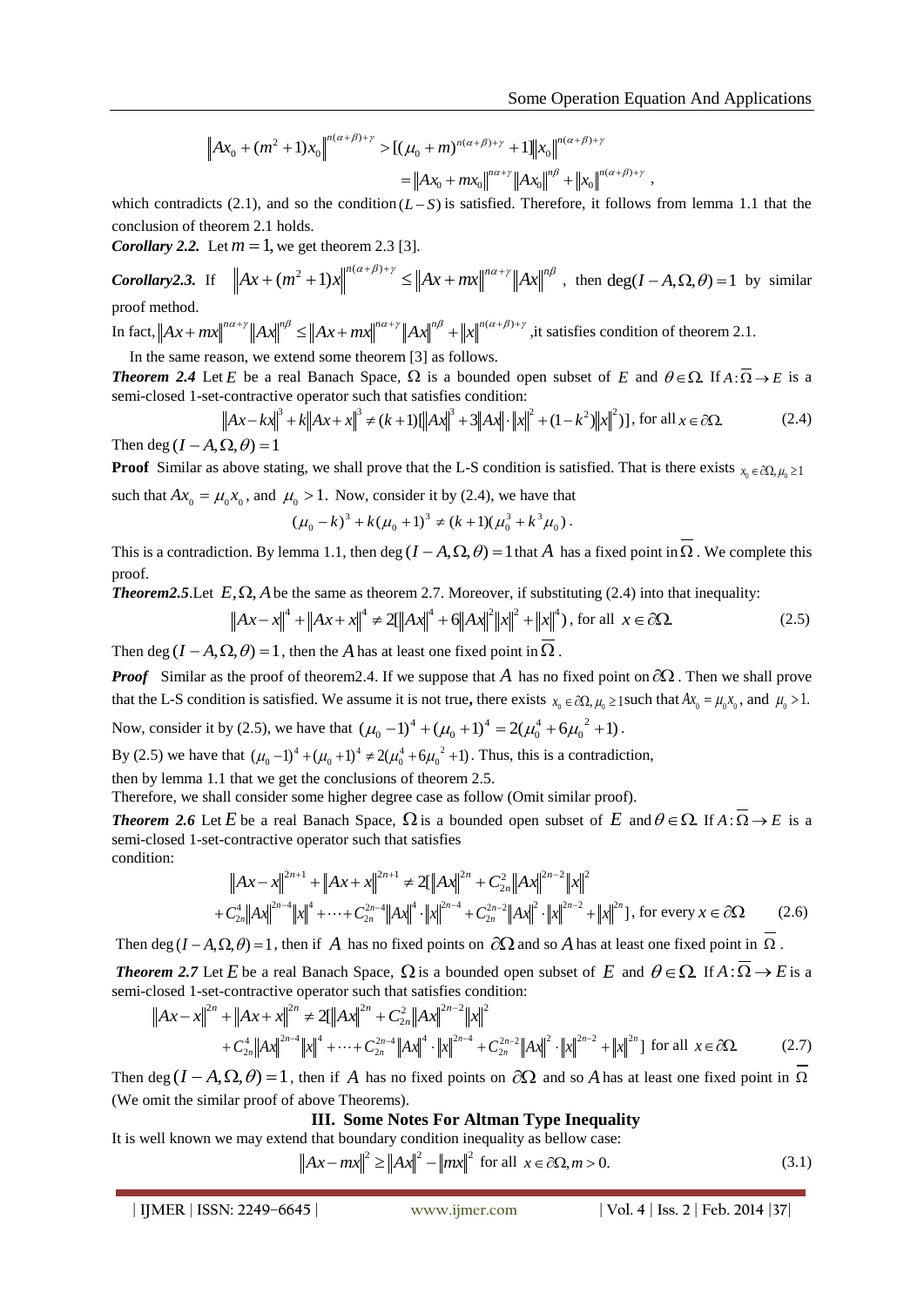$$\left\|Ax_0+(m^2+1)x_0\right\|^{n(\alpha+\beta)+\gamma} > [(\mu_0+m)^{n(\alpha+\beta)+\gamma}+1]\left\|x_0\right\|^{n(\alpha+\beta)+\gamma}$$
$$=\left\|Ax_0+mx_0\right\|^{n\alpha+\gamma}\left\|Ax_0\right\|^{n\beta}+\left\|x_0\right\|^{n(\alpha+\beta)+\gamma},$$

which contradicts (2.1), and so the condition $(L-S)$ is satisfied. Therefore, it follows from lemma 1.1 that the conclusion of theorem 2.1 holds.

***Corollary 2.2.*** Let $m=1$, we get theorem 2.3 [3].

***Corollary2.3.*** If $\left\|Ax+(m^2+1)x\right\|^{n(\alpha+\beta)+\gamma} \le \left\|Ax+mx\right\|^{n\alpha+\gamma}\left\|Ax\right\|^{n\beta}$, then $\deg(I-A,\Omega,\theta)=1$ by similar proof method.

In fact, $\left\|Ax+mx\right\|^{n\alpha+\gamma}\left\|Ax\right\|^{n\beta} \le \left\|Ax+mx\right\|^{n\alpha+\gamma}\left\|Ax\right\|^{n\beta}+\left\|x\right\|^{n(\alpha+\beta)+\gamma}$, it satisfies condition of theorem 2.1.

In the same reason, we extend some theorem [3] as follows.

***Theorem 2.4*** Let $E$ be a real Banach Space, $\Omega$ is a bounded open subset of $E$ and $\theta\in\Omega$. If $A:\overline{\Omega}\to E$ is a semi-closed 1-set-contractive operator such that satisfies condition:

$$\left\|Ax-kx\right\|^3+k\left\|Ax+x\right\|^3 \ne (k+1)[\left\|Ax\right\|^3+3\left\|Ax\right\|\cdot\left\|x\right\|^2+(1-k^2)\left\|x\right\|^2)], \text{ for all } x\in\partial\Omega. \tag{2.4}$$

Then $\deg(I-A,\Omega,\theta)=1$

**Proof** Similar as above stating, we shall prove that the L-S condition is satisfied. That is there exists $x_0\in\partial\Omega,\mu_0\ge 1$ such that $Ax_0=\mu_0x_0$, and $\mu_0>1$. Now, consider it by (2.4), we have that

$$(\mu_0-k)^3+k(\mu_0+1)^3 \ne (k+1)(\mu_0^3+k^3\mu_0).$$

This is a contradiction. By lemma 1.1, then $\deg(I-A,\Omega,\theta)=1$ that $A$ has a fixed point in $\overline{\Omega}$. We complete this proof.

***Theorem2.5***.Let $E,\Omega,A$ be the same as theorem 2.7. Moreover, if substituting (2.4) into that inequality:

$$\left\|Ax-x\right\|^4+\left\|Ax+x\right\|^4 \ne 2[\left\|Ax\right\|^4+6\left\|Ax\right\|^2\left\|x\right\|^2+\left\|x\right\|^4), \text{ for all } x\in\partial\Omega. \tag{2.5}$$

Then $\deg(I-A,\Omega,\theta)=1$, then the $A$ has at least one fixed point in $\overline{\Omega}$.

***Proof*** Similar as the proof of theorem2.4. If we suppose that $A$ has no fixed point on $\partial\Omega$. Then we shall prove that the L-S condition is satisfied. We assume it is not true**,** there exists $x_0\in\partial\Omega,\mu_0\ge 1$ such that $Ax_0=\mu_0x_0$, and $\mu_0>1$.

Now, consider it by (2.5), we have that $(\mu_0-1)^4+(\mu_0+1)^4=2(\mu_0^4+6\mu_0{}^2+1)$.

By (2.5) we have that $(\mu_0-1)^4+(\mu_0+1)^4 \ne 2(\mu_0^4+6\mu_0{}^2+1)$. Thus, this is a contradiction, then by lemma 1.1 that we get the conclusions of theorem 2.5.

Therefore, we shall consider some higher degree case as follow (Omit similar proof).

***Theorem 2.6*** Let $E$ be a real Banach Space, $\Omega$ is a bounded open subset of $E$ and $\theta\in\Omega$. If $A:\overline{\Omega}\to E$ is a semi-closed 1-set-contractive operator such that satisfies condition:

$$\left\|Ax-x\right\|^{2n+1}+\left\|Ax+x\right\|^{2n+1} \ne 2[\left\|Ax\right\|^{2n}+C_{2n}^2\left\|Ax\right\|^{2n-2}\left\|x\right\|^2$$
$$+C_{2n}^4\left\|Ax\right\|^{2n-4}\left\|x\right\|^4+\cdots+C_{2n}^{2n-4}\left\|Ax\right\|^4\cdot\left\|x\right\|^{2n-4}+C_{2n}^{2n-2}\left\|Ax\right\|^2\cdot\left\|x\right\|^{2n-2}+\left\|x\right\|^{2n}], \text{ for every } x\in\partial\Omega \tag{2.6}$$

Then $\deg(I-A,\Omega,\theta)=1$, then if $A$ has no fixed points on $\partial\Omega$ and so $A$ has at least one fixed point in $\overline{\Omega}$.

***Theorem 2.7*** Let $E$ be a real Banach Space, $\Omega$ is a bounded open subset of $E$ and $\theta\in\Omega$. If $A:\overline{\Omega}\to E$ is a semi-closed 1-set-contractive operator such that satisfies condition:

$$\left\|Ax-x\right\|^{2n}+\left\|Ax+x\right\|^{2n} \ne 2[\left\|Ax\right\|^{2n}+C_{2n}^2\left\|Ax\right\|^{2n-2}\left\|x\right\|^2$$
$$+C_{2n}^4\left\|Ax\right\|^{2n-4}\left\|x\right\|^4+\cdots+C_{2n}^{2n-4}\left\|Ax\right\|^4\cdot\left\|x\right\|^{2n-4}+C_{2n}^{2n-2}\left\|Ax\right\|^2\cdot\left\|x\right\|^{2n-2}+\left\|x\right\|^{2n}] \text{ for all } x\in\partial\Omega. \tag{2.7}$$

Then $\deg(I-A,\Omega,\theta)=1$, then if $A$ has no fixed points on $\partial\Omega$ and so $A$ has at least one fixed point in $\overline{\Omega}$ (We omit the similar proof of above Theorems).

## III. Some Notes For Altman Type Inequality

It is well known we may extend that boundary condition inequality as bellow case:

$$\left\|Ax-mx\right\|^2 \ge \left\|Ax\right\|^2-\left\|mx\right\|^2 \text{ for all } x\in\partial\Omega, m>0. \tag{3.1}$$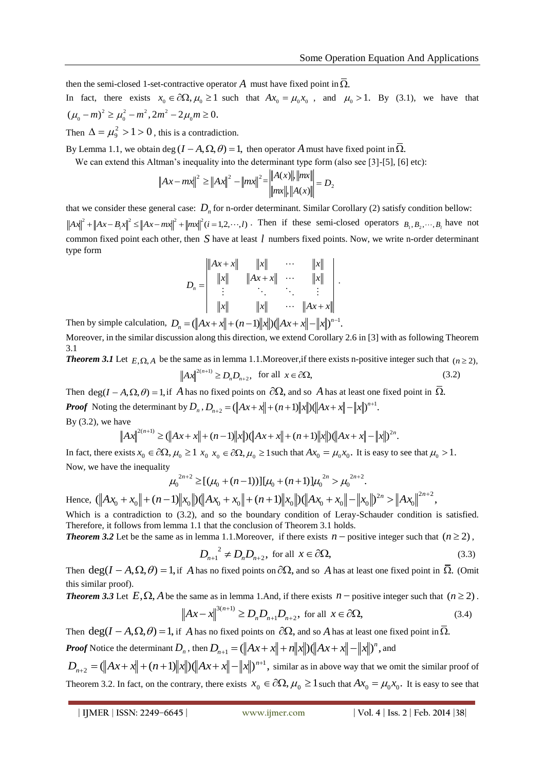then the semi-closed 1-set-contractive operator $A$ must have fixed point in $\overline{\Omega}$.

In fact, there exists $x_0 \in \partial\Omega, \mu_0 \geq 1$ such that $Ax_0 = \mu_0 x_0$, and $\mu_0 > 1$. By (3.1), we have that $(\mu_0 - m)^2 \geq \mu_0^2 - m^2, 2m^2 - 2\mu_0 m \geq 0$.

Then $\Delta = \mu_9^2 > 1 > 0$, this is a contradiction.

By Lemma 1.1, we obtain $\deg(I - A, \Omega, \theta) = 1$, then operator $A$ must have fixed point in $\overline{\Omega}$.

We can extend this Altman's inequality into the determinant type form (also see [3]-[5], [6] etc):

$$\|Ax - mx\|^2 \geq \|Ax\|^2 - \|mx\|^2 = \begin{vmatrix} \|A(x)\|, \|mx\| \\ \|mx\|, \|A(x)\| \end{vmatrix} = D_2$$

that we consider these general case: $D_n$ for n-order determinant. Similar Corollary (2) satisfy condition bellow: $\|Ax\|^2 + \|Ax - B_i x\|^2 \leq \|Ax - mx\|^2 + \|mx\|^2 (i = 1, 2, \cdots, l)$. Then if these semi-closed operators $B_1, B_2, \cdots, B_l$ have not common fixed point each other, then $S$ have at least $l$ numbers fixed points. Now, we write n-order determinant type form

$$D_n = \begin{vmatrix} \|Ax + x\| & \|x\| & \cdots & \|x\| \\ \|x\| & \|Ax + x\| & \cdots & \|x\| \\ \vdots & \ddots & \ddots & \vdots \\ \|x\| & \|x\| & \cdots & \|Ax + x\| \end{vmatrix}.$$

Then by simple calculation, $D_n = (\|Ax + x\| + (n-1)\|x\|)(\|Ax + x\| - \|x\|)^{n-1}$.

Moreover, in the similar discussion along this direction, we extend Corollary 2.6 in [3] with as following Theorem 3.1

***Theorem 3.1*** Let $E, \Omega, A$ be the same as in lemma 1.1.Moreover,if there exists n-positive integer such that $(n \geq 2)$,

$$\|Ax\|^{2(n+1)} \geq D_n D_{n+2}, \quad \text{for all } x \in \partial\Omega, \tag{3.2}$$

Then $\deg(I - A, \Omega, \theta) = 1$, if $A$ has no fixed points on $\partial\Omega$, and so $A$ has at least one fixed point in $\overline{\Omega}$.

***Proof*** Noting the determinant by $D_n$, $D_{n+2} = (\|Ax + x\| + (n+1)\|x\|)(\|Ax + x\| - \|x\|)^{n+1}$.

By (3.2), we have

$$\|Ax\|^{2(n+1)} \geq (\|Ax + x\| + (n-1)\|x\|)(\|Ax + x\| + (n+1)\|x\|)(\|Ax + x\| - \|x\|)^{2n}.$$

In fact, there exists $x_0 \in \partial\Omega, \mu_0 \geq 1$ $x_0$ $x_0 \in \partial\Omega, \mu_0 \geq 1$ such that $Ax_0 = \mu_0 x_0$. It is easy to see that $\mu_0 > 1$.

Now, we have the inequality

$$\mu_0^{2n+2} \geq [(\mu_0 + (n-1))][\mu_0 + (n+1)]\mu_0^{2n} > \mu_0^{2n+2}.$$

Hence, $(\|Ax_0 + x_0\| + (n-1)\|x_0\|)(\|Ax_0 + x_0\| + (n+1)\|x_0\|)(\|Ax_0 + x_0\| - \|x_0\|)^{2n} > \|Ax_0\|^{2n+2}$,

Which is a contradiction to (3.2), and so the boundary condition of Leray-Schauder condition is satisfied. Therefore, it follows from lemma 1.1 that the conclusion of Theorem 3.1 holds.

***Theorem 3.2*** Let be the same as in lemma 1.1.Moreover, if there exists $n-$ positive integer such that $(n \geq 2)$,

$$D_{n+1}^{\;2} \neq D_n D_{n+2}, \quad \text{for all } x \in \partial\Omega, \tag{3.3}$$

Then $\deg(I - A, \Omega, \theta) = 1$, if $A$ has no fixed points on $\partial\Omega$, and so $A$ has at least one fixed point in $\overline{\Omega}$. (Omit this similar proof).

***Theorem 3.3*** Let $E, \Omega, A$ be the same as in lemma 1.And, if there exists $n-$ positive integer such that $(n \geq 2)$.

$$\|Ax - x\|^{3(n+1)} \geq D_n D_{n+1} D_{n+2}, \quad \text{for all } x \in \partial\Omega, \tag{3.4}$$

Then $\deg(I - A, \Omega, \theta) = 1$, if $A$ has no fixed points on $\partial\Omega$, and so $A$ has at least one fixed point in $\overline{\Omega}$.

***Proof*** Notice the determinant $D_n$, then $D_{n+1} = (\|Ax + x\| + n\|x\|)(\|Ax + x\| - \|x\|)^n$, and

$D_{n+2} = (\|Ax + x\| + (n+1)\|x\|)(\|Ax + x\| - \|x\|)^{n+1}$, similar as in above way that we omit the similar proof of Theorem 3.2. In fact, on the contrary, there exists $x_0 \in \partial\Omega, \mu_0 \geq 1$ such that $Ax_0 = \mu_0 x_0$. It is easy to see that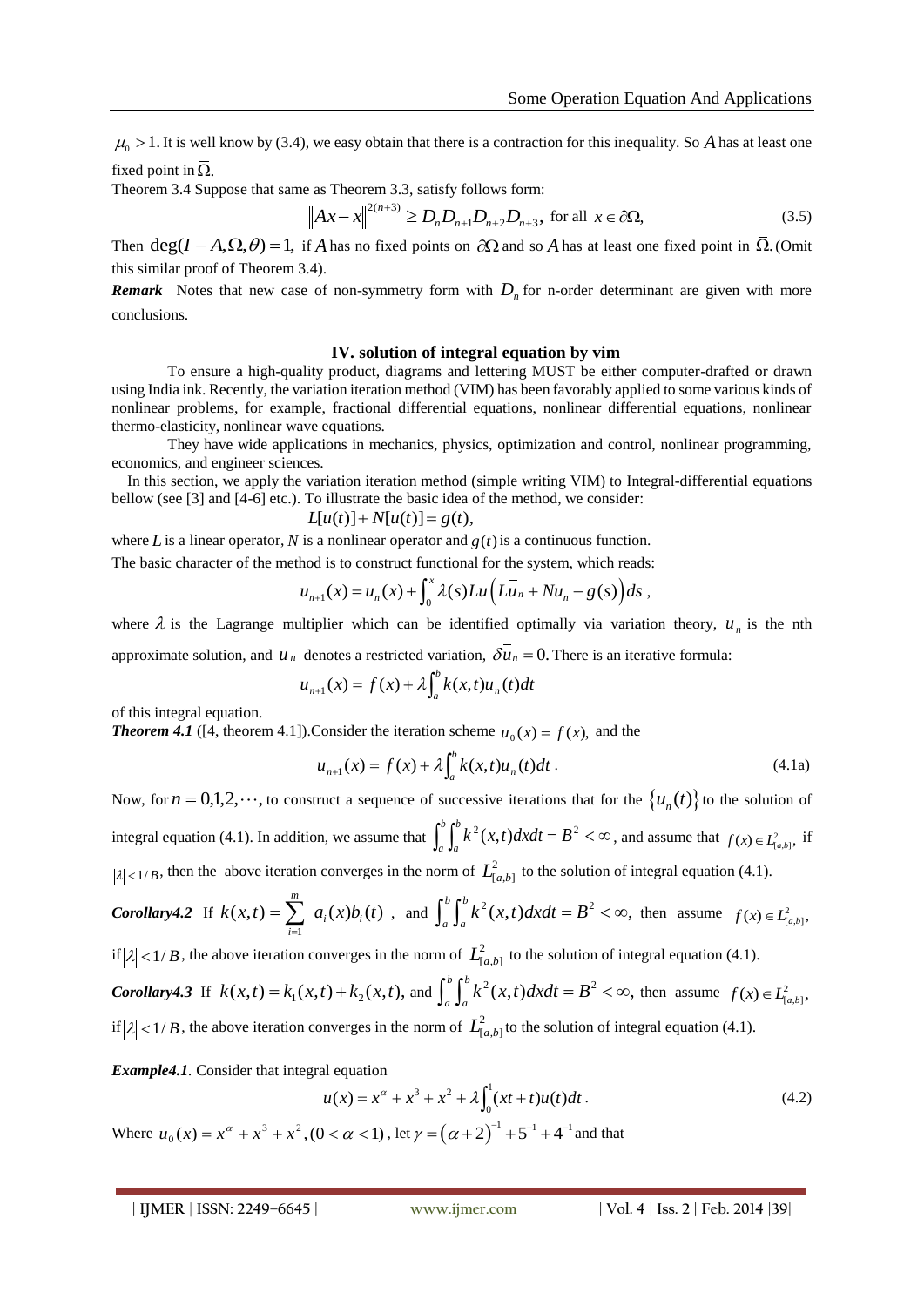$\mu_0 > 1$. It is well know by (3.4), we easy obtain that there is a contraction for this inequality. So $A$ has at least one fixed point in $\bar{\Omega}$.

Theorem 3.4 Suppose that same as Theorem 3.3, satisfy follows form:

$$\|Ax - x\|^{2(n+3)} \geq D_n D_{n+1} D_{n+2} D_{n+3}, \text{ for all } x \in \partial\Omega, \tag{3.5}$$

Then $\deg(I - A, \Omega, \theta) = 1$, if $A$ has no fixed points on $\partial\Omega$ and so $A$ has at least one fixed point in $\bar{\Omega}$. (Omit this similar proof of Theorem 3.4).

***Remark*** Notes that new case of non-symmetry form with $D_n$ for n-order determinant are given with more conclusions.

## IV. solution of integral equation by vim

To ensure a high-quality product, diagrams and lettering MUST be either computer-drafted or drawn using India ink. Recently, the variation iteration method (VIM) has been favorably applied to some various kinds of nonlinear problems, for example, fractional differential equations, nonlinear differential equations, nonlinear thermo-elasticity, nonlinear wave equations.

They have wide applications in mechanics, physics, optimization and control, nonlinear programming, economics, and engineer sciences.

In this section, we apply the variation iteration method (simple writing VIM) to Integral-differential equations bellow (see [3] and [4-6] etc.). To illustrate the basic idea of the method, we consider:

$$L[u(t)] + N[u(t)] = g(t),$$

where $L$ is a linear operator, $N$ is a nonlinear operator and $g(t)$ is a continuous function.

The basic character of the method is to construct functional for the system, which reads:

$$u_{n+1}(x) = u_n(x) + \int_0^x \lambda(s) Lu\left(L\bar{u}_n + Nu_n - g(s)\right) ds\,,$$

where $\lambda$ is the Lagrange multiplier which can be identified optimally via variation theory, $u_n$ is the nth approximate solution, and $\bar{u}_n$ denotes a restricted variation, $\delta\bar{u}_n = 0$. There is an iterative formula:

$$u_{n+1}(x) = f(x) + \lambda\int_a^b k(x,t) u_n(t) dt$$

of this integral equation.

***Theorem 4.1*** ([4, theorem 4.1]).Consider the iteration scheme $u_0(x) = f(x)$, and the

$$u_{n+1}(x) = f(x) + \lambda\int_a^b k(x,t) u_n(t) dt\,. \tag{4.1a}$$

Now, for $n = 0,1,2,\cdots$, to construct a sequence of successive iterations that for the $\{u_n(t)\}$ to the solution of integral equation (4.1). In addition, we assume that $\int_a^b\int_a^b k^2(x,t)dxdt = B^2 < \infty$, and assume that $f(x) \in L^2_{[a,b]}$, if $|\lambda| < 1/B$, then the above iteration converges in the norm of $L^2_{[a,b]}$ to the solution of integral equation (4.1).

***Corollary4.2*** If $k(x,t) = \sum_{i=1}^{m} a_i(x) b_i(t)$, and $\int_a^b\int_a^b k^2(x,t)dxdt = B^2 < \infty$, then assume $f(x) \in L^2_{[a,b]}$, if $|\lambda| < 1/B$, the above iteration converges in the norm of $L^2_{[a,b]}$ to the solution of integral equation (4.1).

***Corollary4.3*** If $k(x,t) = k_1(x,t) + k_2(x,t)$, and $\int_a^b\int_a^b k^2(x,t)dxdt = B^2 < \infty$, then assume $f(x) \in L^2_{[a,b]}$, if $|\lambda| < 1/B$, the above iteration converges in the norm of $L^2_{[a,b]}$ to the solution of integral equation (4.1).

***Example4.1***. Consider that integral equation

$$u(x) = x^\alpha + x^3 + x^2 + \lambda\int_0^1 (xt + t) u(t) dt\,. \tag{4.2}$$

Where $u_0(x) = x^\alpha + x^3 + x^2, (0 < \alpha < 1)$, let $\gamma = (\alpha + 2)^{-1} + 5^{-1} + 4^{-1}$ and that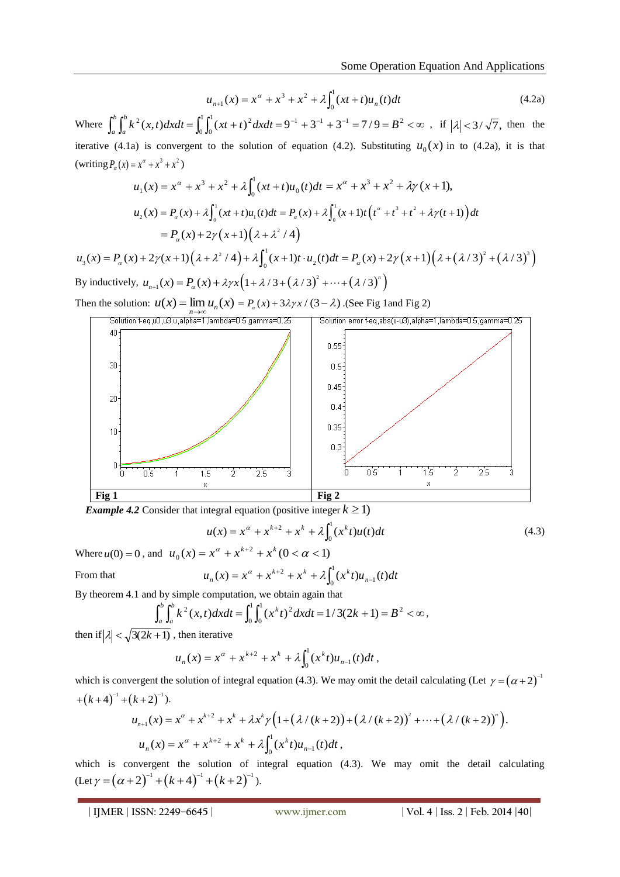$$u_{n+1}(x) = x^{\alpha} + x^3 + x^2 + \lambda \int_0^1 (xt+t)u_n(t)dt \tag{4.2a}$$

Where $\int_a^b \int_a^b k^2(x,t)dxdt = \int_0^1 \int_0^1 (xt+t)^2 dxdt = 9^{-1} + 3^{-1} + 3^{-1} = 7/9 = B^2 < \infty$ , if $|\lambda| < 3/\sqrt{7}$, then the iterative (4.1a) is convergent to the solution of equation (4.2). Substituting $u_0(x)$ in to (4.2a), it is that (writing $P_{\alpha}(x) = x^{\alpha} + x^3 + x^2$)

$$u_1(x) = x^{\alpha} + x^3 + x^2 + \lambda \int_0^1 (xt+t)u_0(t)dt = x^{\alpha} + x^3 + x^2 + \lambda\gamma(x+1),$$

$$u_2(x) = P_{\alpha}(x) + \lambda \int_0^1 (xt+t)u_1(t)dt = P_{\alpha}(x) + \lambda \int_0^1 (x+1)t\left(t^{\alpha} + t^3 + t^2 + \lambda\gamma(t+1)\right)dt$$

$$= P_{\alpha}(x) + 2\gamma(x+1)\left(\lambda + \lambda^2/4\right)$$

$$u_3(x) = P_{\alpha}(x) + 2\gamma(x+1)\left(\lambda + \lambda^2/4\right) + \lambda \int_0^1 (x+1)t \cdot u_2(t)dt = P_{\alpha}(x) + 2\gamma(x+1)\left(\lambda + (\lambda/3)^2 + (\lambda/3)^3\right)$$

By inductively, $u_{n+1}(x) = P_{\alpha}(x) + \lambda\gamma x\left(1 + \lambda/3 + (\lambda/3)^2 + \cdots + (\lambda/3)^n\right)$

Then the solution: $u(x) = \lim_{n\to\infty} u_n(x) = P_{\alpha}(x) + 3\lambda\gamma x/(3-\lambda)$ .(See Fig 1and Fig 2)

| Fig 1 | Fig 2 |
|---|---|

***Example 4.2*** Consider that integral equation (positive integer $k \geq 1$)

$$u(x) = x^{\alpha} + x^{k+2} + x^k + \lambda \int_0^1 (x^k t)u(t)dt \tag{4.3}$$

Where $u(0) = 0$ , and $u_0(x) = x^{\alpha} + x^{k+2} + x^k \, (0 < \alpha < 1)$

From that
$$u_n(x) = x^{\alpha} + x^{k+2} + x^k + \lambda \int_0^1 (x^k t)u_{n-1}(t)dt$$

By theorem 4.1 and by simple computation, we obtain again that

$$\int_a^b \int_a^b k^2(x,t)dxdt = \int_0^1 \int_0^1 (x^k t)^2 dxdt = 1/3(2k+1) = B^2 < \infty,$$

then if $|\lambda| < \sqrt{3(2k+1)}$ , then iterative

$$u_n(x) = x^{\alpha} + x^{k+2} + x^k + \lambda \int_0^1 (x^k t)u_{n-1}(t)dt,$$

which is convergent the solution of integral equation (4.3). We may omit the detail calculating (Let $\gamma = (\alpha+2)^{-1} + (k+4)^{-1} + (k+2)^{-1}$).

$$u_{n+1}(x) = x^{\alpha} + x^{k+2} + x^k + \lambda x^k \gamma\left(1 + (\lambda/(k+2)) + (\lambda/(k+2))^2 + \cdots + (\lambda/(k+2))^n\right).$$

$$u_n(x) = x^{\alpha} + x^{k+2} + x^k + \lambda \int_0^1 (x^k t)u_{n-1}(t)dt,$$

which is convergent the solution of integral equation (4.3). We may omit the detail calculating (Let $\gamma = (\alpha+2)^{-1} + (k+4)^{-1} + (k+2)^{-1}$).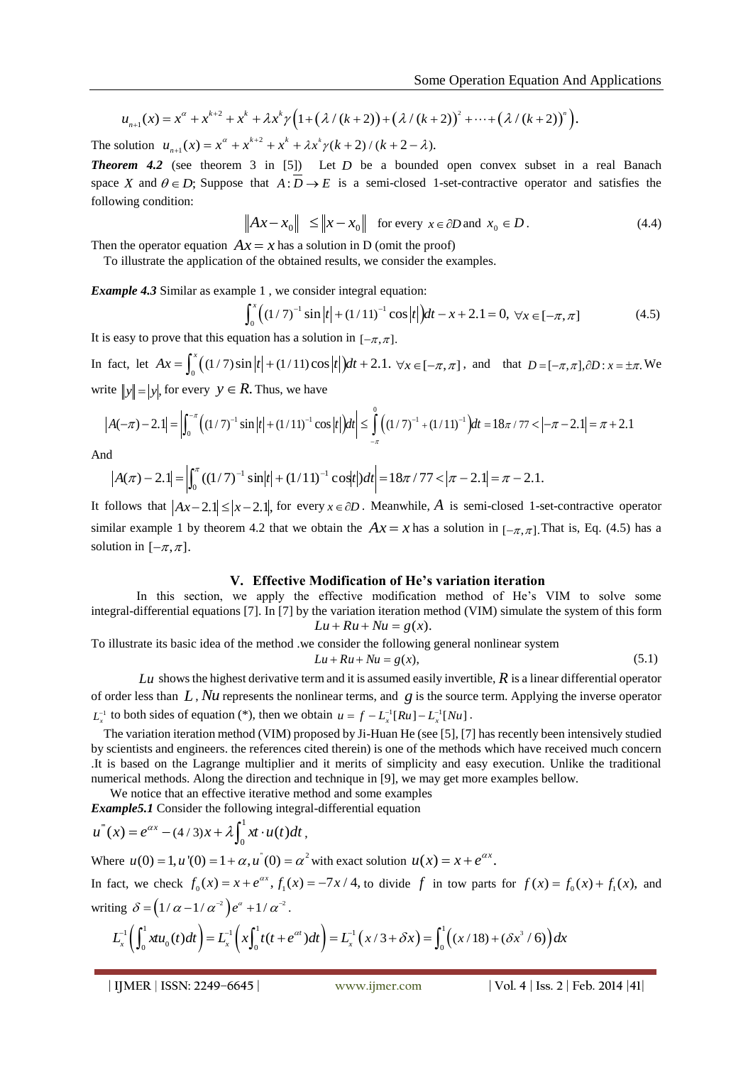$$u_{n+1}(x) = x^{\alpha} + x^{k+2} + x^{k} + \lambda x^{k}\gamma\left(1 + (\lambda/(k+2)) + (\lambda/(k+2))^{2} + \cdots + (\lambda/(k+2))^{n}\right).$$

The solution $u_{n+1}(x) = x^{\alpha} + x^{k+2} + x^{k} + \lambda x^{k}\gamma(k+2)/(k+2-\lambda).$

***Theorem 4.2*** (see theorem 3 in [5]) Let $D$ be a bounded open convex subset in a real Banach space $X$ and $\theta \in D$; Suppose that $A:\overline{D} \to E$ is a semi-closed 1-set-contractive operator and satisfies the following condition:

$$\|Ax - x_0\| \le \|x - x_0\| \quad \text{for every } x \in \partial D \text{ and } x_0 \in D. \tag{4.4}$$

Then the operator equation $Ax = x$ has a solution in D (omit the proof)

To illustrate the application of the obtained results, we consider the examples.

***Example 4.3*** Similar as example 1 , we consider integral equation:

$$\int_0^x \left((1/7)^{-1}\sin|t| + (1/11)^{-1}\cos|t|\right)dt - x + 2.1 = 0, \ \forall x \in [-\pi, \pi] \tag{4.5}$$

It is easy to prove that this equation has a solution in $[-\pi, \pi]$.

In fact, let $Ax = \int_0^x \left((1/7)\sin|t| + (1/11)\cos|t|\right)dt + 2.1.$ $\forall x \in [-\pi, \pi]$, and that $D = [-\pi, \pi], \partial D : x = \pm\pi.$ We write $\|y\| = |y|$, for every $y \in R$. Thus, we have

$$|A(-\pi) - 2.1| = \left|\int_0^{-\pi} \left((1/7)^{-1}\sin|t| + (1/11)^{-1}\cos|t|\right)dt\right| \le \int_{-\pi}^{0} \left((1/7)^{-1} + (1/11)^{-1}\right)dt = 18\pi/77 < |-\pi - 2.1| = \pi + 2.1$$

And

$$|A(\pi) - 2.1| = \left|\int_0^{\pi} ((1/7)^{-1}\sin|t| + (1/11)^{-1}\cos|t|)dt\right| = 18\pi/77 < |\pi - 2.1| = \pi - 2.1.$$

It follows that $|Ax - 2.1| \le |x - 2.1|$, for every $x \in \partial D$. Meanwhile, $A$ is semi-closed 1-set-contractive operator similar example 1 by theorem 4.2 that we obtain the $Ax = x$ has a solution in $[-\pi, \pi]$. That is, Eq. (4.5) has a solution in $[-\pi, \pi]$.

## V. Effective Modification of He's variation iteration

In this section, we apply the effective modification method of He's VIM to solve some integral-differential equations [7]. In [7] by the variation iteration method (VIM) simulate the system of this form

$$Lu + Ru + Nu = g(x).$$

To illustrate its basic idea of the method .we consider the following general nonlinear system

$$Lu + Ru + Nu = g(x), \tag{5.1}$$

$Lu$ shows the highest derivative term and it is assumed easily invertible, $R$ is a linear differential operator of order less than $L$, $Nu$ represents the nonlinear terms, and $g$ is the source term. Applying the inverse operator $L_x^{-1}$ to both sides of equation (*), then we obtain $u = f - L_x^{-1}[Ru] - L_x^{-1}[Nu]$.

The variation iteration method (VIM) proposed by Ji-Huan He (see [5], [7] has recently been intensively studied by scientists and engineers. the references cited therein) is one of the methods which have received much concern .It is based on the Lagrange multiplier and it merits of simplicity and easy execution. Unlike the traditional numerical methods. Along the direction and technique in [9], we may get more examples bellow.

We notice that an effective iterative method and some examples

***Example5.1*** Consider the following integral-differential equation

$$u'''(x) = e^{\alpha x} - (4/3)x + \lambda\int_0^1 xt \cdot u(t)dt,$$

Where $u(0) = 1, u'(0) = 1 + \alpha, u''(0) = \alpha^2$ with exact solution $u(x) = x + e^{\alpha x}$.

In fact, we check $f_0(x) = x + e^{\alpha x}$, $f_1(x) = -7x/4$, to divide $f$ in tow parts for $f(x) = f_0(x) + f_1(x)$, and writing $\delta = \left(1/\alpha - 1/\alpha^{-2}\right)e^{\alpha} + 1/\alpha^{-2}$.

$$L_x^{-1}\left(\int_0^1 xtu_0(t)dt\right) = L_x^{-1}\left(x\int_0^1 t(t + e^{\alpha t})dt\right) = L_x^{-1}\left(x/3 + \delta x\right) = \int_0^1 \left((x/18) + (\delta x^3/6)\right)dx$$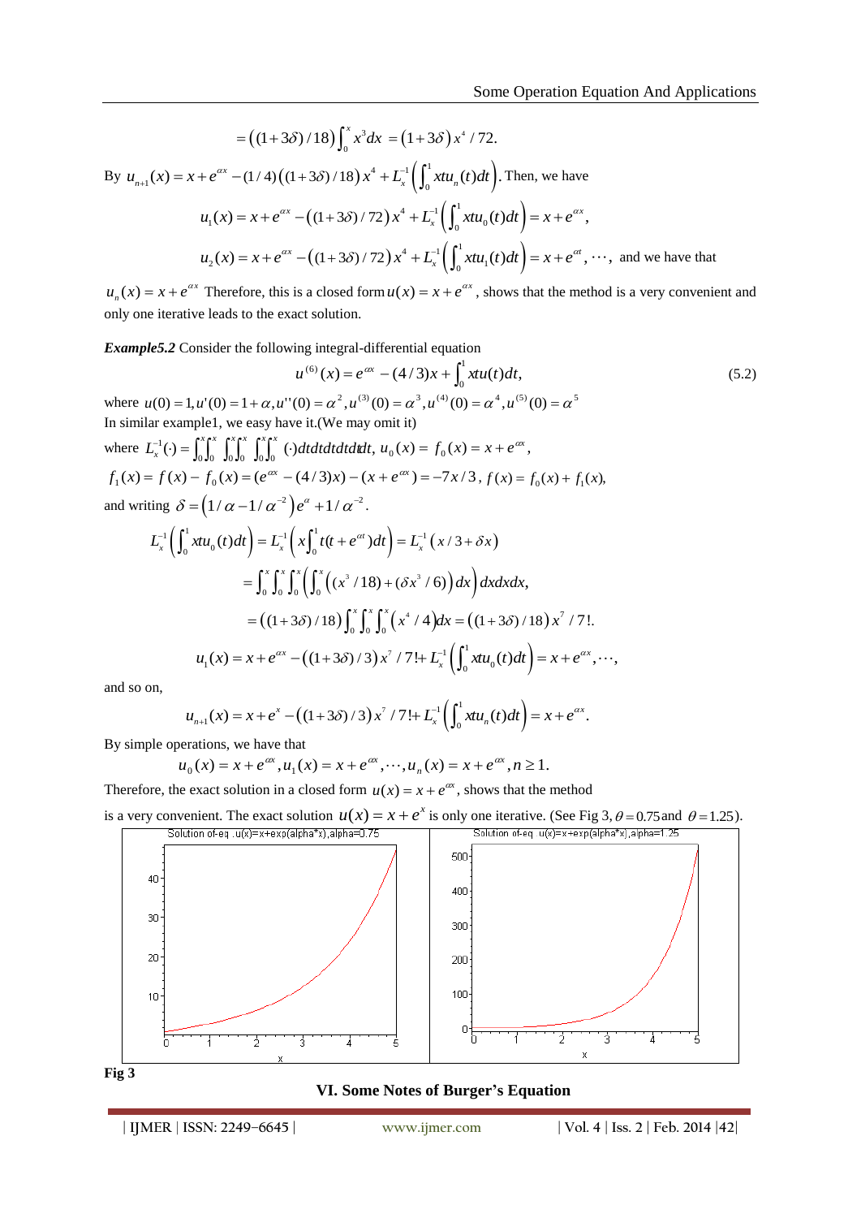$$= \left((1+3\delta)/18\right)\int_0^x x^3 dx = (1+3\delta)x^4/72.$$

By $u_{n+1}(x) = x + e^{\alpha x} - (1/4)\left((1+3\delta)/18\right)x^4 + L_x^{-1}\left(\int_0^1 xtu_n(t)dt\right)$. Then, we have

$$u_1(x) = x + e^{\alpha x} - \left((1+3\delta)/72\right)x^4 + L_x^{-1}\left(\int_0^1 xtu_0(t)dt\right) = x + e^{\alpha x},$$

$$u_2(x) = x + e^{\alpha x} - \left((1+3\delta)/72\right)x^4 + L_x^{-1}\left(\int_0^1 xtu_1(t)dt\right) = x + e^{\alpha t}, \cdots,$$ and we have that

$u_n(x) = x + e^{\alpha x}$ Therefore, this is a closed form $u(x) = x + e^{\alpha x}$, shows that the method is a very convenient and only one iterative leads to the exact solution.

***Example5.2*** Consider the following integral-differential equation

$$u^{(6)}(x) = e^{\alpha x} - (4/3)x + \int_0^1 xtu(t)dt, \tag{5.2}$$

where $u(0) = 1, u'(0) = 1+\alpha, u''(0) = \alpha^2, u^{(3)}(0) = \alpha^3, u^{(4)}(0) = \alpha^4, u^{(5)}(0) = \alpha^5$

In similar example1, we easy have it.(We may omit it)

where $L_x^{-1}(\cdot) = \int_0^x\int_0^x\int_0^x\int_0^x\int_0^x\int_0^x (\cdot)dtdtdtdtdtdt$, $u_0(x) = f_0(x) = x + e^{\alpha x}$,

$f_1(x) = f(x) - f_0(x) = (e^{\alpha x} - (4/3)x) - (x + e^{\alpha x}) = -7x/3$, $f(x) = f_0(x) + f_1(x)$,

and writing $\delta = \left(1/\alpha - 1/\alpha^{-2}\right)e^{\alpha} + 1/\alpha^{-2}$.

$$L_x^{-1}\left(\int_0^1 xtu_0(t)dt\right) = L_x^{-1}\left(x\int_0^1 t(t + e^{\alpha t})dt\right) = L_x^{-1}\left(x/3 + \delta x\right)$$

$$= \int_0^x\int_0^x\int_0^x\left(\int_0^x\left((x^3/18) + (\delta x^3/6)\right)dx\right)dxdxdx,$$

$$= \left((1+3\delta)/18\right)\int_0^x\int_0^x\int_0^x\left(x^4/4\right)dx = \left((1+3\delta)/18\right)x^7/7!.$$

$$u_1(x) = x + e^{\alpha x} - \left((1+3\delta)/3\right)x^7/7! + L_x^{-1}\left(\int_0^1 xtu_0(t)dt\right) = x + e^{\alpha x}, \cdots,$$

and so on,

$$u_{n+1}(x) = x + e^x - \left((1+3\delta)/3\right)x^7/7! + L_x^{-1}\left(\int_0^1 xtu_n(t)dt\right) = x + e^{\alpha x}.$$

By simple operations, we have that

$$u_0(x) = x + e^{\alpha x}, u_1(x) = x + e^{\alpha x}, \cdots, u_n(x) = x + e^{\alpha x}, n \ge 1.$$

Therefore, the exact solution in a closed form $u(x) = x + e^{\alpha x}$, shows that the method is a very convenient. The exact solution $u(x) = x + e^x$ is only one iterative. (See Fig 3, $\theta = 0.75$ and $\theta = 1.25$).

Solution of-eq .u(x)=x+exp(alpha*x),alpha=0.75

Solution of-eq u(x)=x+exp(alpha*x),alpha=1.25

**Fig 3**

## VI. Some Notes of Burger's Equation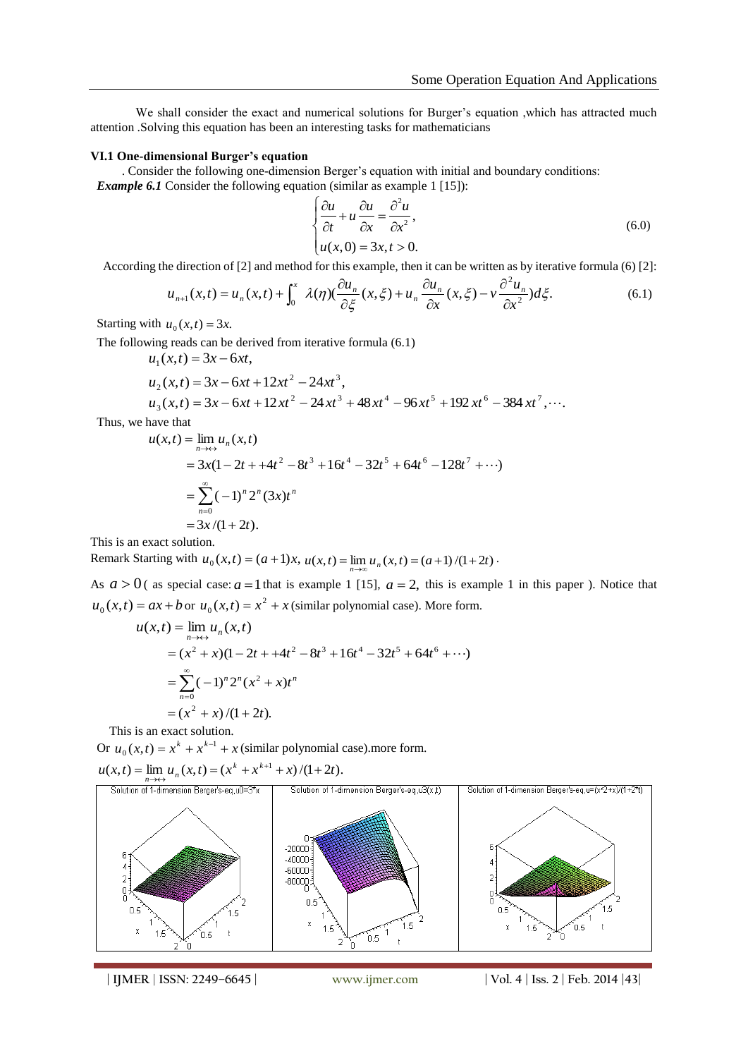We shall consider the exact and numerical solutions for Burger's equation ,which has attracted much attention .Solving this equation has been an interesting tasks for mathematicians

**VI.1 One-dimensional Burger's equation**

. Consider the following one-dimension Berger's equation with initial and boundary conditions:

***Example 6.1*** Consider the following equation (similar as example 1 [15]):

$$\begin{cases} \frac{\partial u}{\partial t} + u\frac{\partial u}{\partial x} = \frac{\partial^2 u}{\partial x^2}, \\ u(x,0) = 3x, t > 0. \end{cases} \tag{6.0}$$

According the direction of [2] and method for this example, then it can be written as by iterative formula (6) [2]:

$$u_{n+1}(x,t) = u_n(x,t) + \int_0^x \lambda(\eta)(\frac{\partial u_n}{\partial \xi}(x,\xi) + u_n \frac{\partial u_n}{\partial x}(x,\xi) - v\frac{\partial^2 u_n}{\partial x^2})d\xi. \tag{6.1}$$

Starting with $u_0(x,t) = 3x.$

The following reads can be derived from iterative formula (6.1)

$$u_1(x,t) = 3x - 6xt,$$

$$u_2(x,t) = 3x - 6xt + 12xt^2 - 24xt^3,$$

$$u_3(x,t) = 3x - 6xt + 12xt^2 - 24xt^3 + 48xt^4 - 96xt^5 + 192xt^6 - 384xt^7, \cdots.$$

Thus, we have that

$$\begin{aligned} u(x,t) &= \lim_{n\to\leftrightarrow} u_n(x,t) \\ &= 3x(1 - 2t + +4t^2 - 8t^3 + 16t^4 - 32t^5 + 64t^6 - 128t^7 + \cdots) \\ &= \sum_{n=0}^{\infty} (-1)^n 2^n (3x) t^n \\ &= 3x/(1+2t). \end{aligned}$$

This is an exact solution.

Remark Starting with $u_0(x,t) = (a+1)x,\ u(x,t) = \lim_{n\to\infty} u_n(x,t) = (a+1)/(1+2t)$.

As $a > 0$ ( as special case: $a = 1$ that is example 1 [15], $a = 2,$ this is example 1 in this paper ). Notice that $u_0(x,t) = ax + b$ or $u_0(x,t) = x^2 + x$ (similar polynomial case). More form.

$$\begin{aligned} u(x,t) &= \lim_{n\to\leftrightarrow} u_n(x,t) \\ &= (x^2 + x)(1 - 2t + +4t^2 - 8t^3 + 16t^4 - 32t^5 + 64t^6 + \cdots) \\ &= \sum_{n=0}^{\infty} (-1)^n 2^n (x^2 + x) t^n \\ &= (x^2 + x)/(1+2t). \end{aligned}$$

This is an exact solution.

Or $u_0(x,t) = x^k + x^{k-1} + x$ (similar polynomial case).more form.

$u(x,t) = \lim_{n\to\leftrightarrow} u_n(x,t) = (x^k + x^{k+1} + x)/(1+2t).$

Solution of 1-dimension Berger's-eq,u0=3*x

Solution of 1-dimension Berger's-eq,u3(x,t)

Solution of 1-dimension Berger's-eq,u=(x^2+x)/(1+2*t)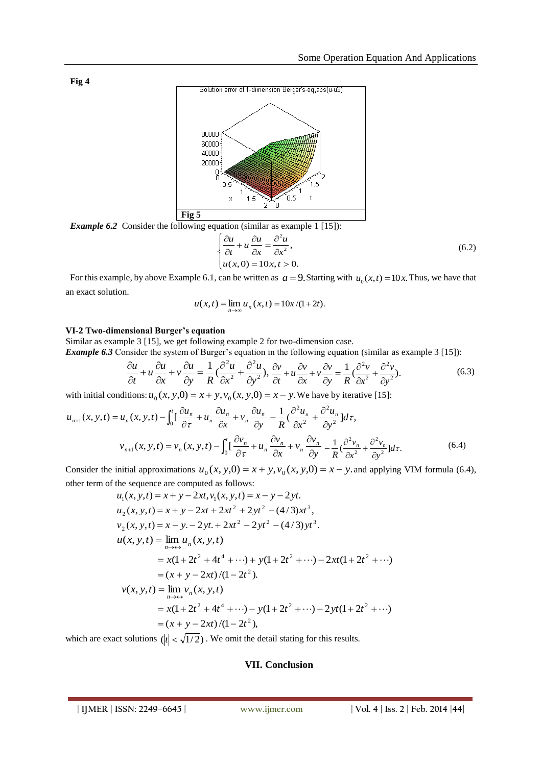**Fig 4**

Fig 5

***Example 6.2*** Consider the following equation (similar as example 1 [15]):

$$\begin{cases} \dfrac{\partial u}{\partial t} + u\dfrac{\partial u}{\partial x} = \dfrac{\partial^2 u}{\partial x^2}, \\ u(x,0) = 10x, t > 0. \end{cases} \tag{6.2}$$

For this example, by above Example 6.1, can be written as $a = 9$. Starting with $u_0(x,t) = 10x$. Thus, we have that an exact solution.

$$u(x,t) = \lim_{n\to\infty} u_n(x,t) = 10x/(1+2t).$$

### VI-2 Two-dimensional Burger's equation

Similar as example 3 [15], we get following example 2 for two-dimension case.

***Example 6.3*** Consider the system of Burger's equation in the following equation (similar as example 3 [15]):

$$\frac{\partial u}{\partial t} + u\frac{\partial u}{\partial x} + v\frac{\partial u}{\partial y} = \frac{1}{R}(\frac{\partial^2 u}{\partial x^2} + \frac{\partial^2 u}{\partial y^2}),\ \frac{\partial v}{\partial t} + u\frac{\partial v}{\partial x} + v\frac{\partial v}{\partial y} = \frac{1}{R}(\frac{\partial^2 v}{\partial x^2} + \frac{\partial^2 v}{\partial y^2}). \tag{6.3}$$

with initial conditions: $u_0(x,y,0) = x + y, v_0(x,y,0) = x - y$. We have by iterative [15]:

$$u_{n+1}(x,y,t) = u_n(x,y,t) - \int_0^t [\frac{\partial u_n}{\partial \tau} + u_n\frac{\partial u_n}{\partial x} + v_n\frac{\partial u_n}{\partial y} - \frac{1}{R}(\frac{\partial^2 u_n}{\partial x^2} + \frac{\partial^2 u_n}{\partial y^2})]d\tau,$$

$$v_{n+1}(x,y,t) = v_n(x,y,t) - \int_0^t [\frac{\partial v_n}{\partial \tau} + u_n\frac{\partial v_n}{\partial x} + v_n\frac{\partial v_n}{\partial y} - \frac{1}{R}(\frac{\partial^2 v_n}{\partial x^2} + \frac{\partial^2 v_n}{\partial y^2})]d\tau. \tag{6.4}$$

Consider the initial approximations $u_0(x,y,0) = x + y, v_0(x,y,0) = x - y$. and applying VIM formula (6.4), other term of the sequence are computed as follows:

$$u_1(x,y,t) = x + y - 2xt, v_1(x,y,t) = x - y - 2yt.$$

$$u_2(x,y,t) = x + y - 2xt + 2xt^2 + 2yt^2 - (4/3)xt^3,$$

$$v_2(x,y,t) = x - y. - 2yt. + 2xt^2 - 2yt^2 - (4/3)yt^3.$$

$$\begin{aligned} u(x,y,t) &= \lim_{n\to\leftrightarrow} u_n(x,y,t) \\ &= x(1 + 2t^2 + 4t^4 + \cdots) + y(1 + 2t^2 + \cdots) - 2xt(1 + 2t^2 + \cdots) \\ &= (x + y - 2xt)/(1 - 2t^2). \end{aligned}$$

$$\begin{aligned} v(x,y,t) &= \lim_{n\to\leftrightarrow} v_n(x,y,t) \\ &= x(1 + 2t^2 + 4t^4 + \cdots) - y(1 + 2t^2 + \cdots) - 2yt(1 + 2t^2 + \cdots) \\ &= (x + y - 2xt)/(1 - 2t^2), \end{aligned}$$

which are exact solutions $(|t| < \sqrt{1/2})$. We omit the detail stating for this results.

## VII. Conclusion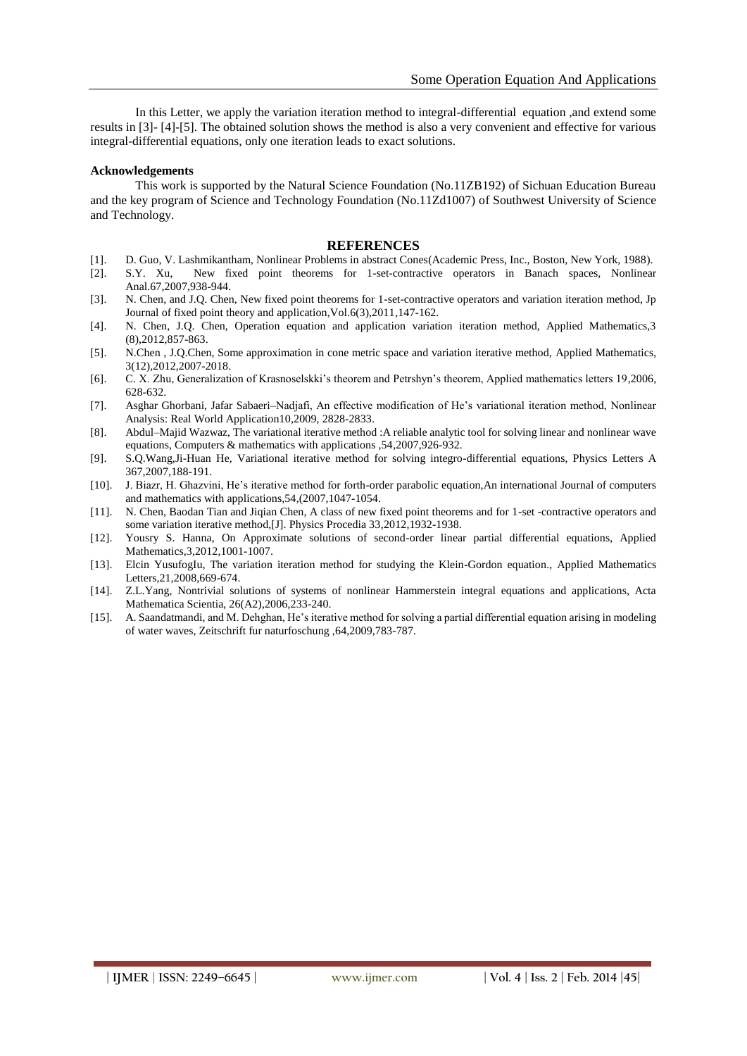In this Letter, we apply the variation iteration method to integral-differential equation ,and extend some results in [3]- [4]-[5]. The obtained solution shows the method is also a very convenient and effective for various integral-differential equations, only one iteration leads to exact solutions.

**Acknowledgements**

This work is supported by the Natural Science Foundation (No.11ZB192) of Sichuan Education Bureau and the key program of Science and Technology Foundation (No.11Zd1007) of Southwest University of Science and Technology.

## REFERENCES

[1]. D. Guo, V. Lashmikantham, Nonlinear Problems in abstract Cones(Academic Press, Inc., Boston, New York, 1988).

[2]. S.Y. Xu, New fixed point theorems for 1-set-contractive operators in Banach spaces, Nonlinear Anal.67,2007,938-944.

[3]. N. Chen, and J.Q. Chen, New fixed point theorems for 1-set-contractive operators and variation iteration method, Jp Journal of fixed point theory and application,Vol.6(3),2011,147-162.

[4]. N. Chen, J.Q. Chen, Operation equation and application variation iteration method, Applied Mathematics,3 (8),2012,857-863.

[5]. N.Chen , J.Q.Chen, Some approximation in cone metric space and variation iterative method, Applied Mathematics, 3(12),2012,2007-2018.

[6]. C. X. Zhu, Generalization of Krasnoselskki's theorem and Petrshyn's theorem, Applied mathematics letters 19,2006, 628-632.

[7]. Asghar Ghorbani, Jafar Sabaeri–Nadjafi, An effective modification of He's variational iteration method, Nonlinear Analysis: Real World Application10,2009, 2828-2833.

[8]. Abdul–Majid Wazwaz, The variational iterative method :A reliable analytic tool for solving linear and nonlinear wave equations, Computers & mathematics with applications ,54,2007,926-932.

[9]. S.Q.Wang,Ji-Huan He, Variational iterative method for solving integro-differential equations, Physics Letters A 367,2007,188-191.

[10]. J. Biazr, H. Ghazvini, He's iterative method for forth-order parabolic equation,An international Journal of computers and mathematics with applications,54,(2007,1047-1054.

[11]. N. Chen, Baodan Tian and Jiqian Chen, A class of new fixed point theorems and for 1-set -contractive operators and some variation iterative method,[J]. Physics Procedia 33,2012,1932-1938.

[12]. Yousry S. Hanna, On Approximate solutions of second-order linear partial differential equations, Applied Mathematics,3,2012,1001-1007.

[13]. Elcin YusufogIu, The variation iteration method for studying the Klein-Gordon equation., Applied Mathematics Letters,21,2008,669-674.

[14]. Z.L.Yang, Nontrivial solutions of systems of nonlinear Hammerstein integral equations and applications, Acta Mathematica Scientia, 26(A2),2006,233-240.

[15]. A. Saandatmandi, and M. Dehghan, He's iterative method for solving a partial differential equation arising in modeling of water waves, Zeitschrift fur naturfoschung ,64,2009,783-787.